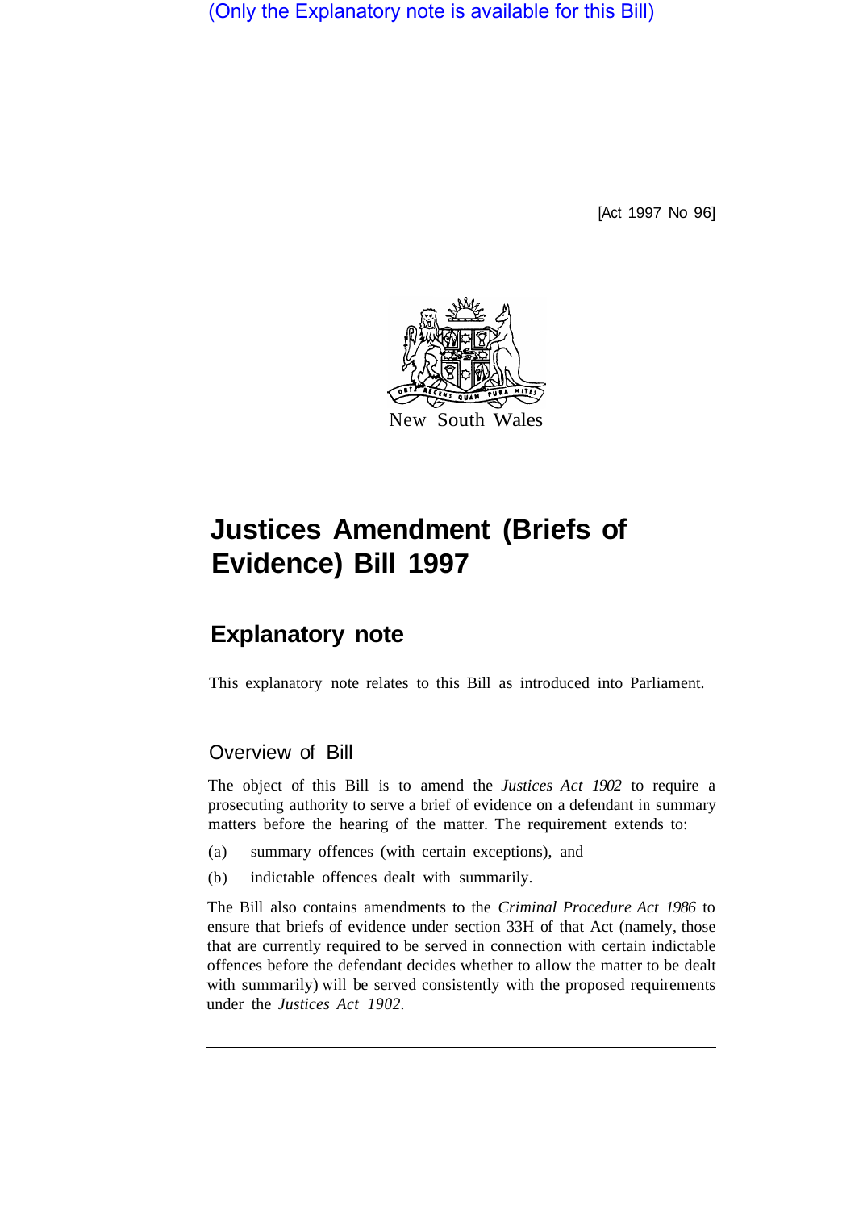(Only the Explanatory note is available for this Bill)

[Act 1997 No 96]

New South Wales

# Justices Amendment (Briefs of Evidence) Bill 1997

## Explanatory note

This explanatory note relates to this Bill as introduced into Parliament.

### Overview of Bill

The object of this Bill is to amend the *Justices Act 1902* to require a prosecuting authority to serve a brief of evidence on a defendant in summary matters before the hearing of the matter. The requirement extends to:

(a) summary offences (with certain exceptions), and

(b) indictable offences dealt with summarily.

The Bill also contains amendments to the *Criminal Procedure Act 1986* to ensure that briefs of evidence under section 33H of that Act (namely, those that are currently required to be served in connection with certain indictable offences before the defendant decides whether to allow the matter to be dealt with summarily) will be served consistently with the proposed requirements under the *Justices Act 1902*.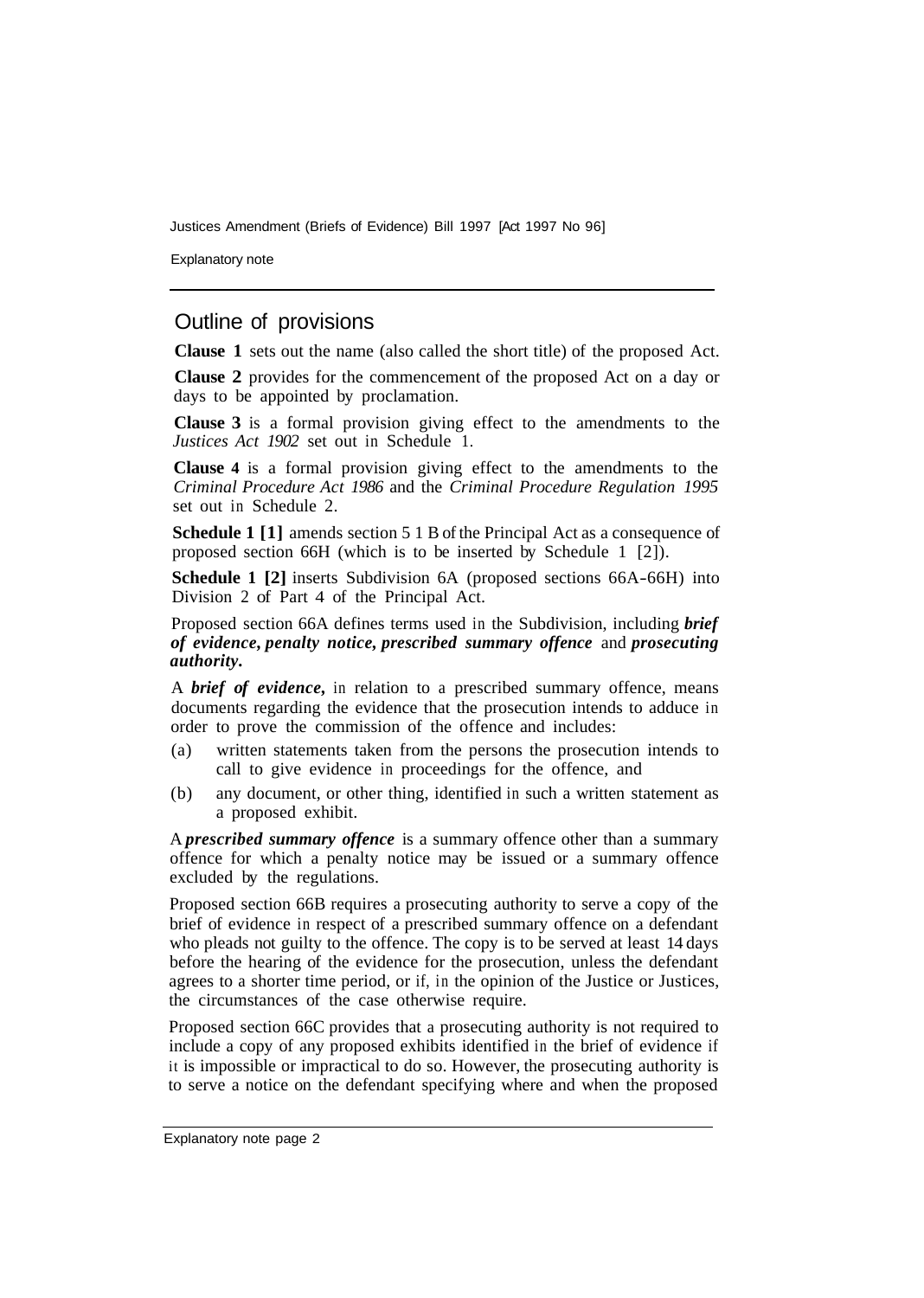## Outline of provisions

**Clause 1** sets out the name (also called the short title) of the proposed Act.

**Clause 2** provides for the commencement of the proposed Act on a day or days to be appointed by proclamation.

**Clause 3** is a formal provision giving effect to the amendments to the *Justices Act 1902* set out in Schedule 1.

**Clause 4** is a formal provision giving effect to the amendments to the *Criminal Procedure Act 1986* and the *Criminal Procedure Regulation 1995* set out in Schedule 2.

**Schedule 1 [1]** amends section 5 1 B of the Principal Act as a consequence of proposed section 66H (which is to be inserted by Schedule 1 [2]).

**Schedule 1 [2]** inserts Subdivision 6A (proposed sections 66A-66H) into Division 2 of Part 4 of the Principal Act.

Proposed section 66A defines terms used in the Subdivision, including ***brief of evidence***, ***penalty notice***, ***prescribed summary offence*** and ***prosecuting authority***.

A ***brief of evidence***, in relation to a prescribed summary offence, means documents regarding the evidence that the prosecution intends to adduce in order to prove the commission of the offence and includes:

(a) written statements taken from the persons the prosecution intends to call to give evidence in proceedings for the offence, and

(b) any document, or other thing, identified in such a written statement as a proposed exhibit.

A ***prescribed summary offence*** is a summary offence other than a summary offence for which a penalty notice may be issued or a summary offence excluded by the regulations.

Proposed section 66B requires a prosecuting authority to serve a copy of the brief of evidence in respect of a prescribed summary offence on a defendant who pleads not guilty to the offence. The copy is to be served at least 14 days before the hearing of the evidence for the prosecution, unless the defendant agrees to a shorter time period, or if, in the opinion of the Justice or Justices, the circumstances of the case otherwise require.

Proposed section 66C provides that a prosecuting authority is not required to include a copy of any proposed exhibits identified in the brief of evidence if it is impossible or impractical to do so. However, the prosecuting authority is to serve a notice on the defendant specifying where and when the proposed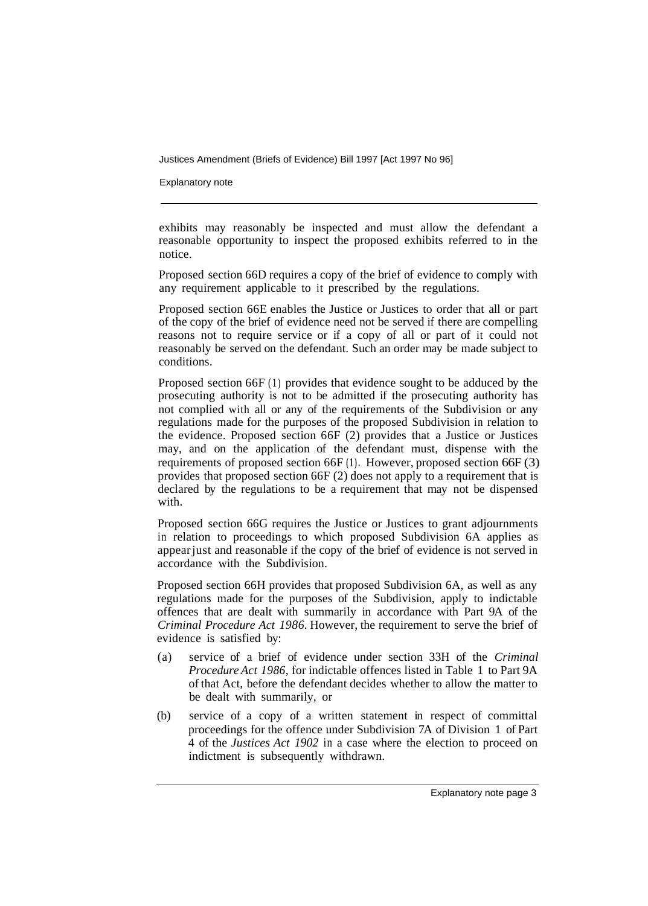exhibits may reasonably be inspected and must allow the defendant a reasonable opportunity to inspect the proposed exhibits referred to in the notice.

Proposed section 66D requires a copy of the brief of evidence to comply with any requirement applicable to it prescribed by the regulations.

Proposed section 66E enables the Justice or Justices to order that all or part of the copy of the brief of evidence need not be served if there are compelling reasons not to require service or if a copy of all or part of it could not reasonably be served on the defendant. Such an order may be made subject to conditions.

Proposed section 66F (1) provides that evidence sought to be adduced by the prosecuting authority is not to be admitted if the prosecuting authority has not complied with all or any of the requirements of the Subdivision or any regulations made for the purposes of the proposed Subdivision in relation to the evidence. Proposed section 66F (2) provides that a Justice or Justices may, and on the application of the defendant must, dispense with the requirements of proposed section 66F (1). However, proposed section 66F (3) provides that proposed section 66F (2) does not apply to a requirement that is declared by the regulations to be a requirement that may not be dispensed with.

Proposed section 66G requires the Justice or Justices to grant adjournments in relation to proceedings to which proposed Subdivision 6A applies as appear just and reasonable if the copy of the brief of evidence is not served in accordance with the Subdivision.

Proposed section 66H provides that proposed Subdivision 6A, as well as any regulations made for the purposes of the Subdivision, apply to indictable offences that are dealt with summarily in accordance with Part 9A of the *Criminal Procedure Act 1986*. However, the requirement to serve the brief of evidence is satisfied by:

(a) service of a brief of evidence under section 33H of the *Criminal Procedure Act 1986*, for indictable offences listed in Table 1 to Part 9A of that Act, before the defendant decides whether to allow the matter to be dealt with summarily, or

(b) service of a copy of a written statement in respect of committal proceedings for the offence under Subdivision 7A of Division 1 of Part 4 of the *Justices Act 1902* in a case where the election to proceed on indictment is subsequently withdrawn.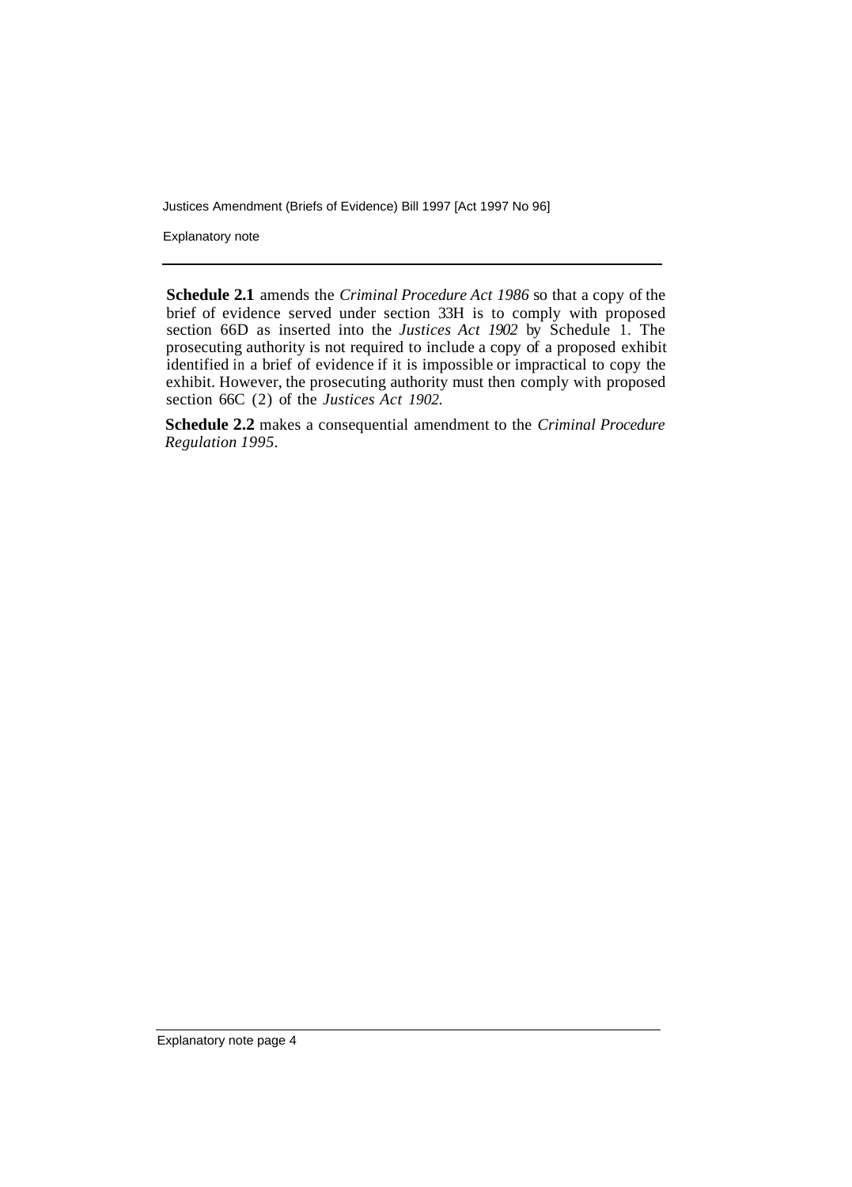**Schedule 2.1** amends the *Criminal Procedure Act 1986* so that a copy of the brief of evidence served under section 33H is to comply with proposed section 66D as inserted into the *Justices Act 1902* by Schedule 1. The prosecuting authority is not required to include a copy of a proposed exhibit identified in a brief of evidence if it is impossible or impractical to copy the exhibit. However, the prosecuting authority must then comply with proposed section 66C (2) of the *Justices Act 1902.*

**Schedule 2.2** makes a consequential amendment to the *Criminal Procedure Regulation 1995*.